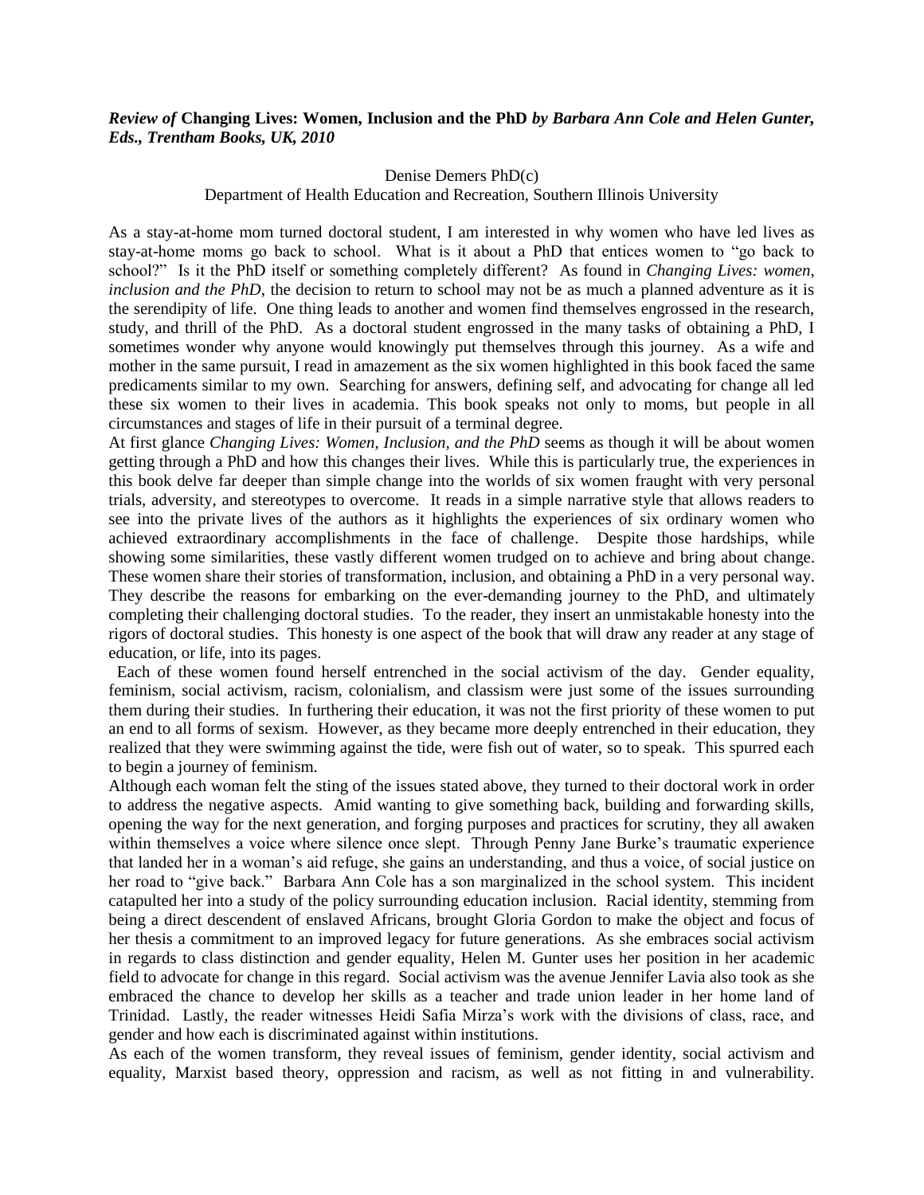***Review of* Changing Lives: Women, Inclusion and the PhD *by Barbara Ann Cole and Helen Gunter, Eds., Trentham Books, UK, 2010***

Denise Demers PhD(c)
Department of Health Education and Recreation, Southern Illinois University

As a stay-at-home mom turned doctoral student, I am interested in why women who have led lives as stay-at-home moms go back to school. What is it about a PhD that entices women to "go back to school?" Is it the PhD itself or something completely different? As found in *Changing Lives: women, inclusion and the PhD*, the decision to return to school may not be as much a planned adventure as it is the serendipity of life. One thing leads to another and women find themselves engrossed in the research, study, and thrill of the PhD. As a doctoral student engrossed in the many tasks of obtaining a PhD, I sometimes wonder why anyone would knowingly put themselves through this journey. As a wife and mother in the same pursuit, I read in amazement as the six women highlighted in this book faced the same predicaments similar to my own. Searching for answers, defining self, and advocating for change all led these six women to their lives in academia. This book speaks not only to moms, but people in all circumstances and stages of life in their pursuit of a terminal degree.

At first glance *Changing Lives: Women, Inclusion, and the PhD* seems as though it will be about women getting through a PhD and how this changes their lives. While this is particularly true, the experiences in this book delve far deeper than simple change into the worlds of six women fraught with very personal trials, adversity, and stereotypes to overcome. It reads in a simple narrative style that allows readers to see into the private lives of the authors as it highlights the experiences of six ordinary women who achieved extraordinary accomplishments in the face of challenge. Despite those hardships, while showing some similarities, these vastly different women trudged on to achieve and bring about change. These women share their stories of transformation, inclusion, and obtaining a PhD in a very personal way. They describe the reasons for embarking on the ever-demanding journey to the PhD, and ultimately completing their challenging doctoral studies. To the reader, they insert an unmistakable honesty into the rigors of doctoral studies. This honesty is one aspect of the book that will draw any reader at any stage of education, or life, into its pages.

Each of these women found herself entrenched in the social activism of the day. Gender equality, feminism, social activism, racism, colonialism, and classism were just some of the issues surrounding them during their studies. In furthering their education, it was not the first priority of these women to put an end to all forms of sexism. However, as they became more deeply entrenched in their education, they realized that they were swimming against the tide, were fish out of water, so to speak. This spurred each to begin a journey of feminism.

Although each woman felt the sting of the issues stated above, they turned to their doctoral work in order to address the negative aspects. Amid wanting to give something back, building and forwarding skills, opening the way for the next generation, and forging purposes and practices for scrutiny, they all awaken within themselves a voice where silence once slept. Through Penny Jane Burke's traumatic experience that landed her in a woman's aid refuge, she gains an understanding, and thus a voice, of social justice on her road to "give back." Barbara Ann Cole has a son marginalized in the school system. This incident catapulted her into a study of the policy surrounding education inclusion. Racial identity, stemming from being a direct descendent of enslaved Africans, brought Gloria Gordon to make the object and focus of her thesis a commitment to an improved legacy for future generations. As she embraces social activism in regards to class distinction and gender equality, Helen M. Gunter uses her position in her academic field to advocate for change in this regard. Social activism was the avenue Jennifer Lavia also took as she embraced the chance to develop her skills as a teacher and trade union leader in her home land of Trinidad. Lastly, the reader witnesses Heidi Safia Mirza's work with the divisions of class, race, and gender and how each is discriminated against within institutions.

As each of the women transform, they reveal issues of feminism, gender identity, social activism and equality, Marxist based theory, oppression and racism, as well as not fitting in and vulnerability.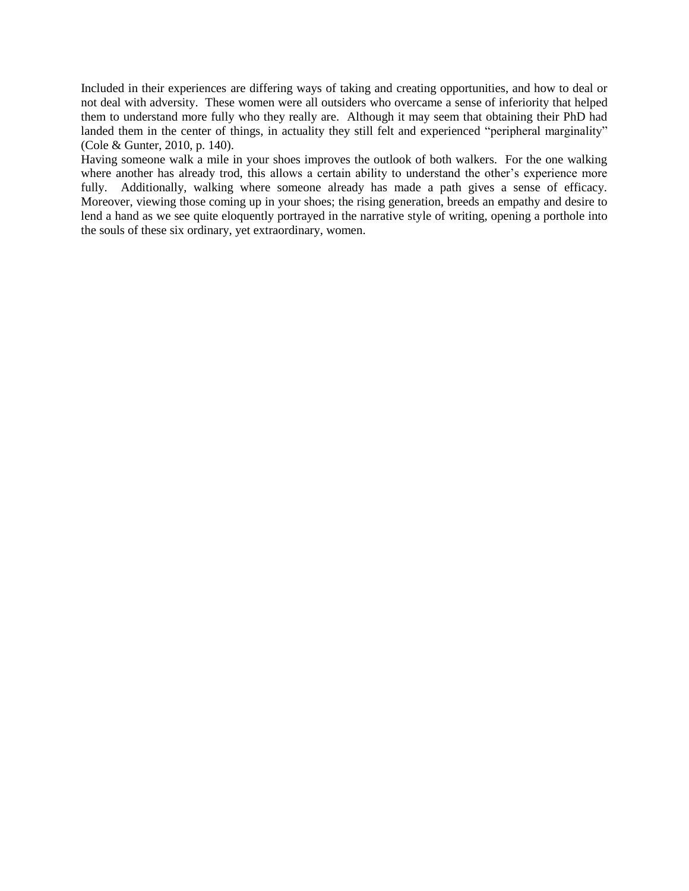Included in their experiences are differing ways of taking and creating opportunities, and how to deal or not deal with adversity. These women were all outsiders who overcame a sense of inferiority that helped them to understand more fully who they really are. Although it may seem that obtaining their PhD had landed them in the center of things, in actuality they still felt and experienced "peripheral marginality" (Cole & Gunter, 2010, p. 140).

Having someone walk a mile in your shoes improves the outlook of both walkers. For the one walking where another has already trod, this allows a certain ability to understand the other's experience more fully. Additionally, walking where someone already has made a path gives a sense of efficacy. Moreover, viewing those coming up in your shoes; the rising generation, breeds an empathy and desire to lend a hand as we see quite eloquently portrayed in the narrative style of writing, opening a porthole into the souls of these six ordinary, yet extraordinary, women.